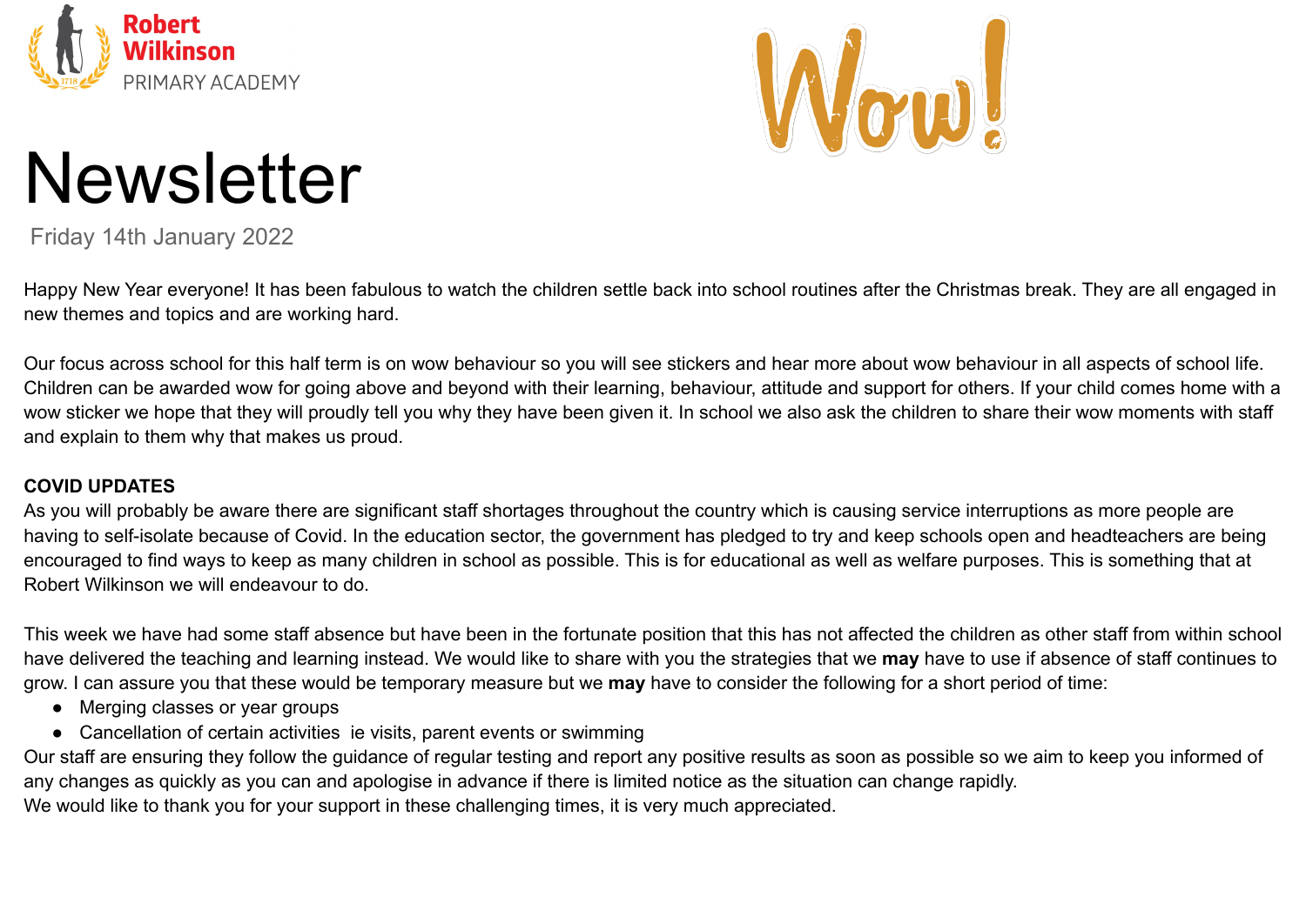Robert Wilkinson
PRIMARY ACADEMY

Wow!

# Newsletter

Friday 14th January 2022

Happy New Year everyone! It has been fabulous to watch the children settle back into school routines after the Christmas break. They are all engaged in new themes and topics and are working hard.

Our focus across school for this half term is on wow behaviour so you will see stickers and hear more about wow behaviour in all aspects of school life. Children can be awarded wow for going above and beyond with their learning, behaviour, attitude and support for others. If your child comes home with a wow sticker we hope that they will proudly tell you why they have been given it. In school we also ask the children to share their wow moments with staff and explain to them why that makes us proud.

**COVID UPDATES**

As you will probably be aware there are significant staff shortages throughout the country which is causing service interruptions as more people are having to self-isolate because of Covid. In the education sector, the government has pledged to try and keep schools open and headteachers are being encouraged to find ways to keep as many children in school as possible. This is for educational as well as welfare purposes. This is something that at Robert Wilkinson we will endeavour to do.

This week we have had some staff absence but have been in the fortunate position that this has not affected the children as other staff from within school have delivered the teaching and learning instead. We would like to share with you the strategies that we **may** have to use if absence of staff continues to grow. I can assure you that these would be temporary measure but we **may** have to consider the following for a short period of time:

- Merging classes or year groups
- Cancellation of certain activities ie visits, parent events or swimming

Our staff are ensuring they follow the guidance of regular testing and report any positive results as soon as possible so we aim to keep you informed of any changes as quickly as you can and apologise in advance if there is limited notice as the situation can change rapidly.
We would like to thank you for your support in these challenging times, it is very much appreciated.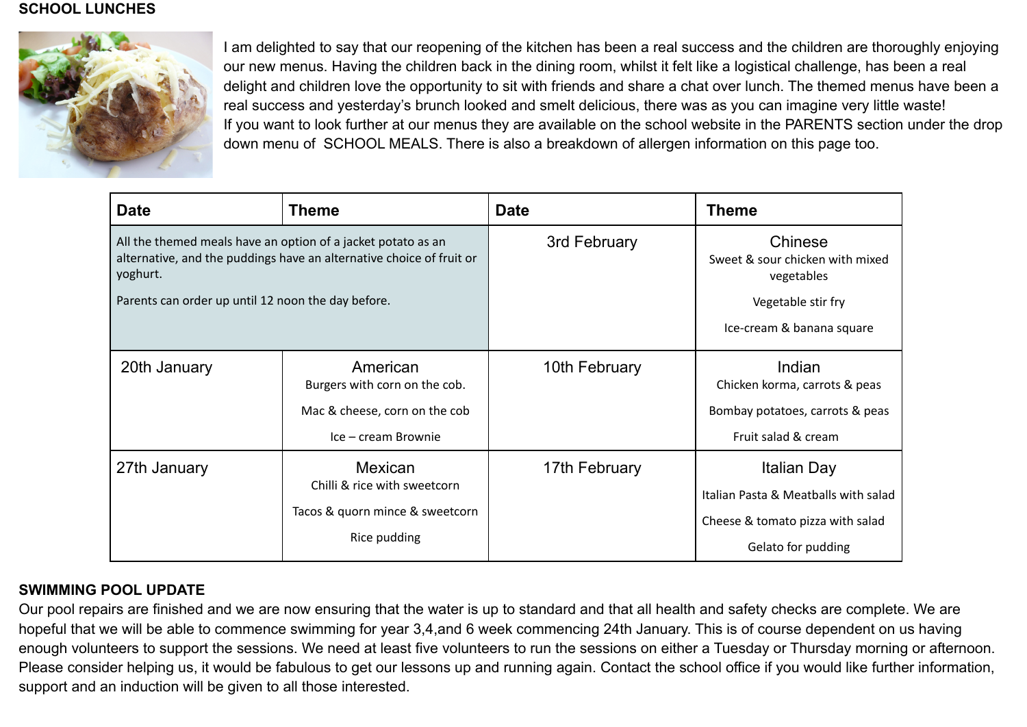## SCHOOL LUNCHES

I am delighted to say that our reopening of the kitchen has been a real success and the children are thoroughly enjoying our new menus. Having the children back in the dining room, whilst it felt like a logistical challenge, has been a real delight and children love the opportunity to sit with friends and share a chat over lunch. The themed menus have been a real success and yesterday's brunch looked and smelt delicious, there was as you can imagine very little waste!
If you want to look further at our menus they are available on the school website in the PARENTS section under the drop down menu of SCHOOL MEALS. There is also a breakdown of allergen information on this page too.

| Date | Theme | Date | Theme |
|---|---|---|---|
| All the themed meals have an option of a jacket potato as an alternative, and the puddings have an alternative choice of fruit or yoghurt. Parents can order up until 12 noon the day before. | | 3rd February | Chinese<br>Sweet & sour chicken with mixed vegetables<br>Vegetable stir fry<br>Ice-cream & banana square |
| 20th January | American<br>Burgers with corn on the cob.<br>Mac & cheese, corn on the cob<br>Ice – cream Brownie | 10th February | Indian<br>Chicken korma, carrots & peas<br>Bombay potatoes, carrots & peas<br>Fruit salad & cream |
| 27th January | Mexican<br>Chilli & rice with sweetcorn<br>Tacos & quorn mince & sweetcorn<br>Rice pudding | 17th February | Italian Day<br>Italian Pasta & Meatballs with salad<br>Cheese & tomato pizza with salad<br>Gelato for pudding |

## SWIMMING POOL UPDATE

Our pool repairs are finished and we are now ensuring that the water is up to standard and that all health and safety checks are complete. We are hopeful that we will be able to commence swimming for year 3,4,and 6 week commencing 24th January. This is of course dependent on us having enough volunteers to support the sessions. We need at least five volunteers to run the sessions on either a Tuesday or Thursday morning or afternoon. Please consider helping us, it would be fabulous to get our lessons up and running again. Contact the school office if you would like further information, support and an induction will be given to all those interested.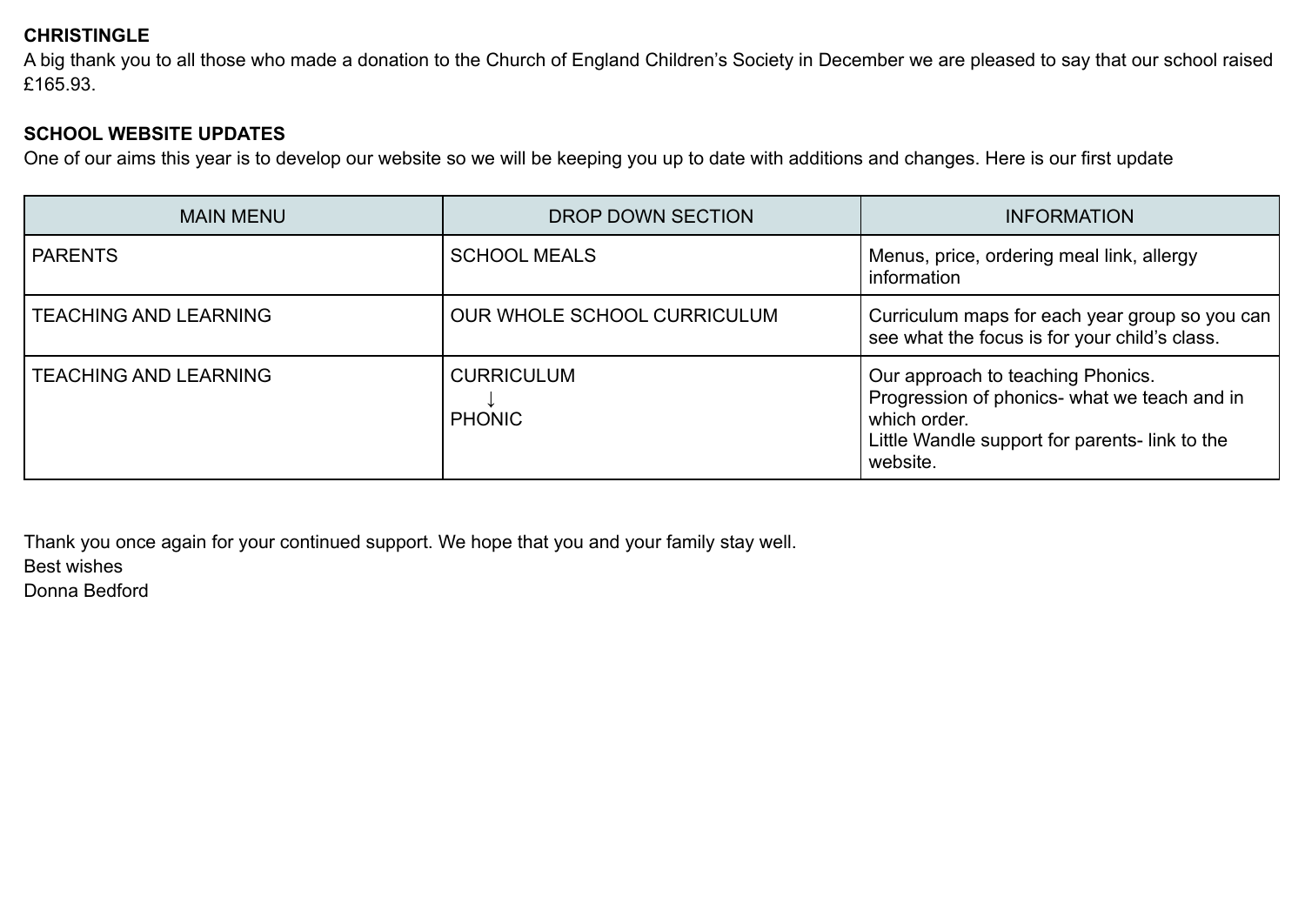**CHRISTINGLE**

A big thank you to all those who made a donation to the Church of England Children's Society in December we are pleased to say that our school raised £165.93.

**SCHOOL WEBSITE UPDATES**

One of our aims this year is to develop our website so we will be keeping you up to date with additions and changes. Here is our first update

| MAIN MENU | DROP DOWN SECTION | INFORMATION |
|---|---|---|
| PARENTS | SCHOOL MEALS | Menus, price, ordering meal link, allergy information |
| TEACHING AND LEARNING | OUR WHOLE SCHOOL CURRICULUM | Curriculum maps for each year group so you can see what the focus is for your child's class. |
| TEACHING AND LEARNING | CURRICULUM ↓ PHONIC | Our approach to teaching Phonics. Progression of phonics- what we teach and in which order. Little Wandle support for parents- link to the website. |

Thank you once again for your continued support. We hope that you and your family stay well.

Best wishes

Donna Bedford